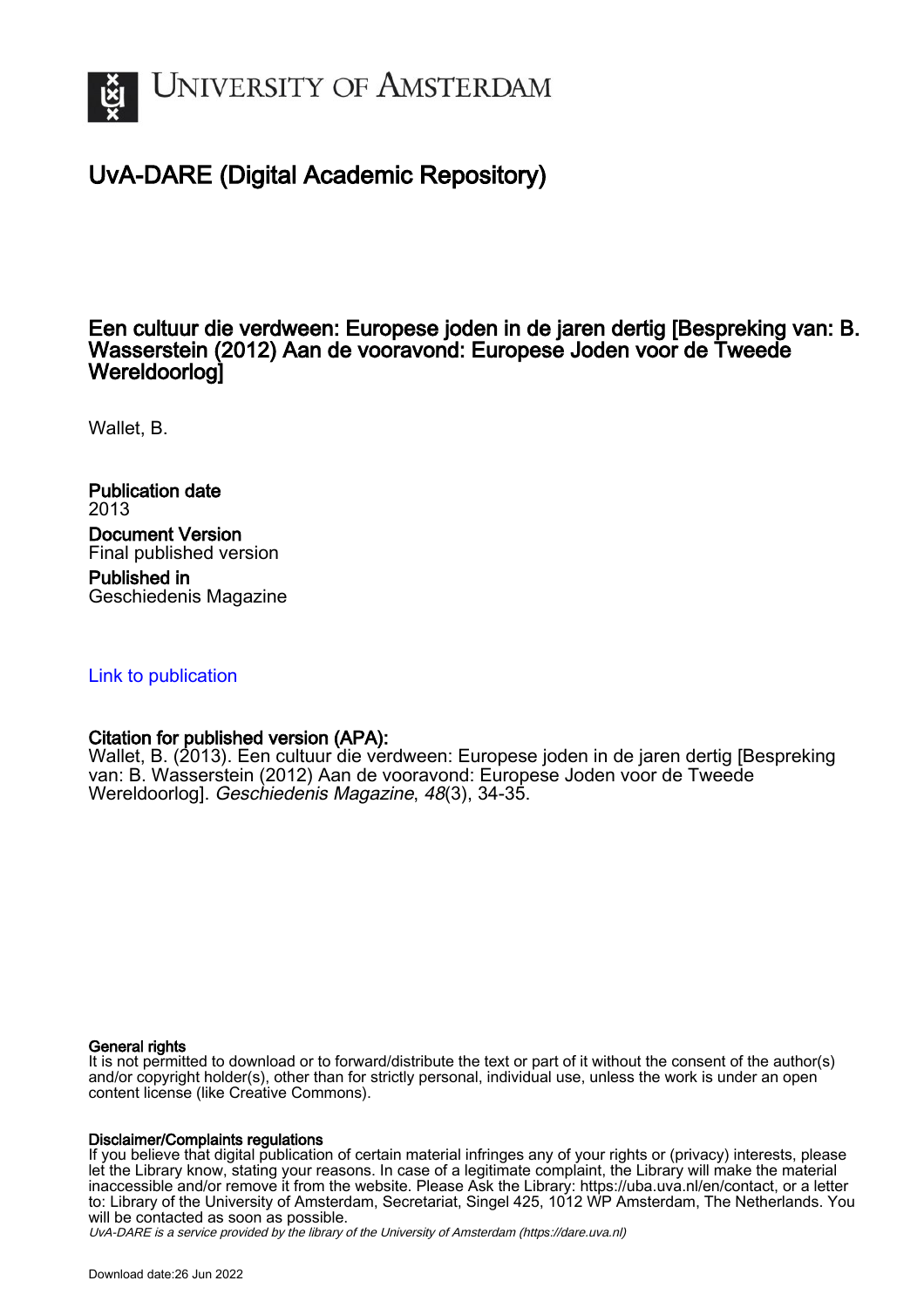# UvA-DARE (Digital Academic Repository)

## Een cultuur die verdween: Europese joden in de jaren dertig [Bespreking van: B. Wasserstein (2012) Aan de vooravond: Europese Joden voor de Tweede Wereldoorlog]

Wallet, B.

**Publication date**
2013

**Document Version**
Final published version

**Published in**
Geschiedenis Magazine

Link to publication

**Citation for published version (APA):**
Wallet, B. (2013). Een cultuur die verdween: Europese joden in de jaren dertig [Bespreking van: B. Wasserstein (2012) Aan de vooravond: Europese Joden voor de Tweede Wereldoorlog]. *Geschiedenis Magazine*, *48*(3), 34-35.

**General rights**
It is not permitted to download or to forward/distribute the text or part of it without the consent of the author(s) and/or copyright holder(s), other than for strictly personal, individual use, unless the work is under an open content license (like Creative Commons).

**Disclaimer/Complaints regulations**
If you believe that digital publication of certain material infringes any of your rights or (privacy) interests, please let the Library know, stating your reasons. In case of a legitimate complaint, the Library will make the material inaccessible and/or remove it from the website. Please Ask the Library: https://uba.uva.nl/en/contact, or a letter to: Library of the University of Amsterdam, Secretariat, Singel 425, 1012 WP Amsterdam, The Netherlands. You will be contacted as soon as possible.

*UvA-DARE is a service provided by the library of the University of Amsterdam (https://dare.uva.nl)*

Download date:26 Jun 2022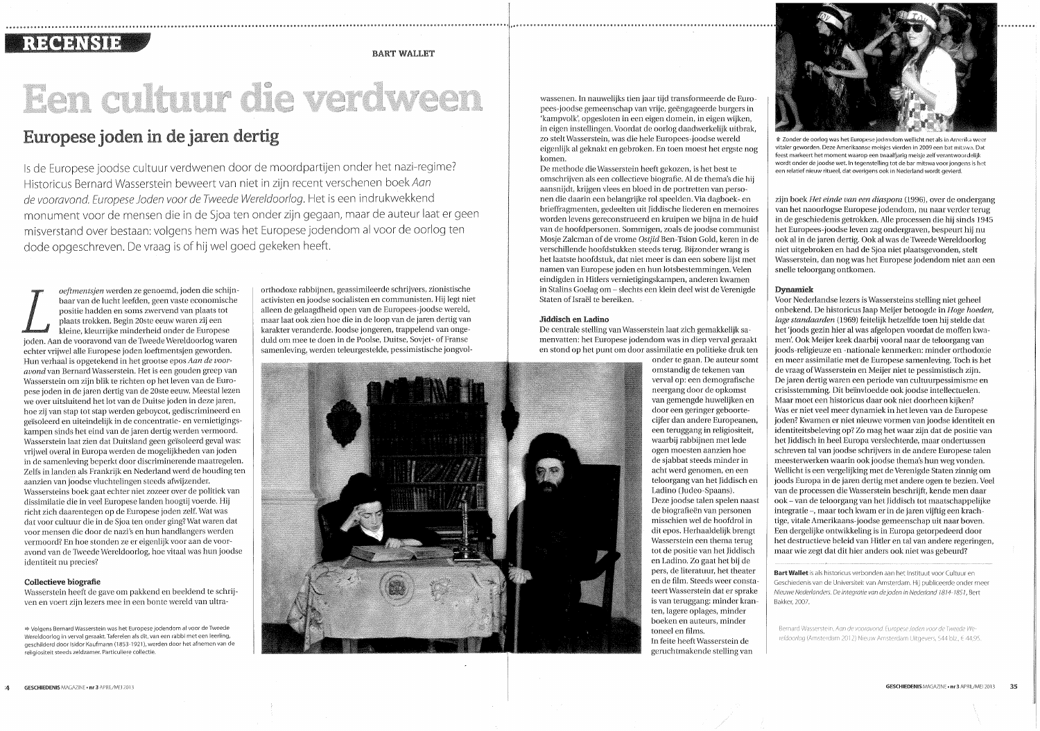RECENSIE

BART WALLET

# Een cultuur die verdween

## Europese joden in de jaren dertig

Is de Europese joodse cultuur verdwenen door de moordpartijen onder het nazi-regime? Historicus Bernard Wasserstein beweert van niet in zijn recent verschenen boek *Aan de vooravond. Europese Joden voor de Tweede Wereldoorlog*. Het is een indrukwekkend monument voor de mensen die in de Sjoa ten onder zijn gegaan, maar de auteur laat er geen misverstand over bestaan: volgens hem was het Europese jodendom al voor de oorlog ten dode opgeschreven. De vraag is of hij wel goed gekeken heeft.

*Loeftmentsjen* werden ze genoemd, joden die schijnbaar van de lucht leefden, geen vaste economische positie hadden en soms zwervend van plaats tot plaats trokken. Begin 20ste eeuw waren zij een kleine, kleurrijk minderheid onder de Europese joden. Aan de vooravond van de Tweede Wereldoorlog waren echter vrijwel alle Europese joden loeftmentsjen geworden. Hun verhaal is opgetekend in het grootse epos *Aan de vooravond* van Bernard Wasserstein. Het is een gouden greep van Wasserstein om zijn blik te richten op het leven van de Europese joden in de jaren dertig van de 20ste eeuw. Meestal lezen we over uitsluitend het lot van de Duitse joden in deze jaren, hoe zij van stap tot stap werden geboycot, gediscrimineerd en geïsoleerd en uiteindelijk in de concentratie- en vernietigingskampen sinds het eind van de jaren dertig werden vermoord. Wasserstein laat zien dat Duitsland geen geïsoleerd geval was: vrijwel overal in Europa werden de mogelijkheden van joden in de samenleving beperkt door discriminerende maatregelen. Zelfs in landen als Frankrijk en Nederland werd de houding ten aanzien van joodse vluchtelingen steeds afwijzender. Wassersteins boek gaat echter niet zozeer over de politiek van dissimilatie die in veel Europese landen hoogtij voerde. Hij richt zich daarentegen op de Europese joden zelf. Wat was dat voor cultuur die in de Sjoa ten onder ging? Wat waren dat voor mensen die door de nazi's en hun handlangers werden vermoord? En hoe stonden ze er eigenlijk voor aan de vooravond van de Tweede Wereldoorlog, hoe vitaal was hun joodse identiteit nu precies?

### Collectieve biografie

Wasserstein heeft de gave om pakkend en beeldend te schrijven en voert zijn lezers mee in een bonte wereld van ultra-orthodoxe rabbijnen, geassimileerde schrijvers, zionistische activisten en joodse socialisten en communisten. Hij legt niet alleen de gelaagdheid open van de Europees-joodse wereld, maar laat ook zien hoe die in de loop van de jaren dertig van karakter veranderde. Joodse jongeren, trappelend van ongeduld om mee te doen in de Poolse, Duitse, Sovjet- of Franse samenleving, werden teleurgestelde, pessimistische jongvolwassenen. In nauwelijks tien jaar tijd transformeerde de Europees-joodse gemeenschap van vrije, geëngageerde burgers in 'kampvolk', opgesloten in een eigen domein, in eigen wijken, in eigen instellingen. Voordat de oorlog daadwerkelijk uitbrak, zo stelt Wasserstein, was die hele Europees-joodse wereld eigenlijk al geknakt en gebroken. En toen moest het ergste nog komen.

De methode die Wasserstein heeft gekozen, is het best te omschrijven als een collectieve biografie. Al de thema's die hij aansnijdt, krijgen vlees en bloed in de portretten van personen die daarin een belangrijke rol spelen. Via dagboek- en brieffragmenten, gedeelten uit Jiddische liederen en memoires worden levens gereconstrueerd en kruipen we bijna in de huid van de hoofdpersonen. Sommigen, zoals de joodse communist Mosje Zalcman of de vrome *Ostjid* Ben-Tsion Gold, keren in de verschillende hoofdstukken steeds terug. Bijzonder wrang is het laatste hoofdstuk, dat niet meer is dan een sobere lijst met namen van Europese joden en hun lotsbestemmingen. Velen eindigden in Hitlers vernietigingskampen, anderen kwamen in Stalins Goelag om – slechts een klein deel wist de Verenigde Staten of Israël te bereiken.

### Jiddisch en Ladino

De centrale stelling van Wasserstein laat zich gemakkelijk samenvatten: het Europese jodendom was in diep verval geraakt en stond op het punt om door assimilatie en politieke druk ten onder te gaan. De auteur somt omstandig de tekenen van verval op: een demografische neergang door de opkomst van gemengde huwelijken en door een geringer geboortecijfer dan andere Europeanen, een teruggang in religiositeit, waarbij rabbijnen met lede ogen moesten aanzien hoe de sjabbat steeds minder in acht werd genomen, en een teloorgang van het Jiddisch en Ladino (Judeo-Spaans). Deze joodse talen spelen naast de biografieën van personen misschien wel de hoofdrol in dit epos. Herhaaldelijk brengt Wasserstein een thema terug tot de positie van het Jiddisch en Ladino. Zo gaat het bij de pers, de literatuur, het theater en de film. Steeds weer constateert Wasserstein dat er sprake is van teruggang: minder kranten, lagere oplages, minder boeken en auteurs, minder toneel en films.

In feite heeft Wasserstein de geruchtmakende stelling van zijn boek *Het einde van een diaspora* (1996), over de ondergang van het naoorlogse Europese jodendom, nu naar verder terug in de geschiedenis getrokken. Alle processen die hij sinds 1945 het Europees-joodse leven zag ondergraven, bespeurt hij nu ook al in de jaren dertig. Ook al was de Tweede Wereldoorlog niet uitgebroken en had de Sjoa niet plaatsgevonden, stelt Wasserstein, dan nog was het Europese jodendom niet aan een snelle teloorgang ontkomen.

### Dynamiek

Voor Nederlandse lezers is Wassersteins stelling niet geheel onbekend. De historicus Jaap Meijer betoogde in *Hoge hoeden, lage standaarden* (1969) feitelijk hetzelfde toen hij stelde dat het 'joods gezin hier al was afgelopen voordat de moffen kwamen'. Ook Meijer keek daarbij vooral naar de teloorgang van joods-religieuze en -nationale kenmerken: minder orthodoxie en meer assimilatie met de Europese samenleving. Toch is het de vraag of Wasserstein en Meijer niet te pessimistisch zijn. De jaren dertig waren een periode van cultuurpessimisme en crisisstemming. Dit beïnvloedde ook joodse intellectuelen. Maar moet een historicus daar ook niet doorheen kijken? Was er niet veel meer dynamiek in het leven van de Europese joden? Kwamen er niet nieuwe vormen van joodse identiteit en identiteitsbeleving op? Zo mag het waar zijn dat de positie van het Jiddisch in heel Europa verslechterde, maar ondertussen schreven tal van joodse schrijvers in de andere Europese talen meesterwerken waarin ook joodse thema's hun weg vonden. Wellicht is een vergelijking met de Verenigde Staten zinnig om joods Europa in de jaren dertig met andere ogen te bezien. Veel van de processen die Wasserstein beschrijft, kende men daar ook – van de teloorgang van het Jiddisch tot maatschappelijke integratie –, maar toch kwam er in de jaren vijftig een krachtige, vitale Amerikaans-joodse gemeenschap uit naar boven. Een dergelijke ontwikkeling is in Europa getorpedeerd door het destructieve beleid van Hitler en tal van andere regeringen, maar wie zegt dat dit hier anders ook niet was gebeurd?

⇨ Volgens Bernard Wasserstein was het Europese jodendom al voor de Tweede Wereldoorlog in verval geraakt. Taferelen als dit, van een rabbi met een leerling, geschilderd door Isidor Kaufmann (1853-1921), werden door het afnemen van de religiositeit steeds zeldzamer. Particuliere collectie.

⇧ Zonder de oorlog was het Europese jodendom wellicht net als in Amerika weer vitaler geworden. Deze Amerikaanse meisjes vierden in 2009 een bat mitswa. Dat feest markeert het moment waarop een twaalfjarig meisje zelf verantwoordelijk wordt onder de joodse wet. In tegenstelling tot de bar mitswa voor jongens is het een relatief nieuw ritueel, dat overigens ook in Nederland wordt gevierd.

**Bart Wallet** is als historicus verbonden aan het Instituut voor Cultuur en Geschiedenis van de Universiteit van Amsterdam. Hij publiceerde onder meer *Nieuwe Nederlanders. De integratie van de joden in Nederland 1814-1851*, Bert Bakker, 2007.

Bernard Wasserstein, *Aan de vooravond. Europese Joden voor de Tweede Wereldoorlog* (Amsterdam 2012) Nieuw Amsterdam Uitgevers, 544 blz., € 44,95.